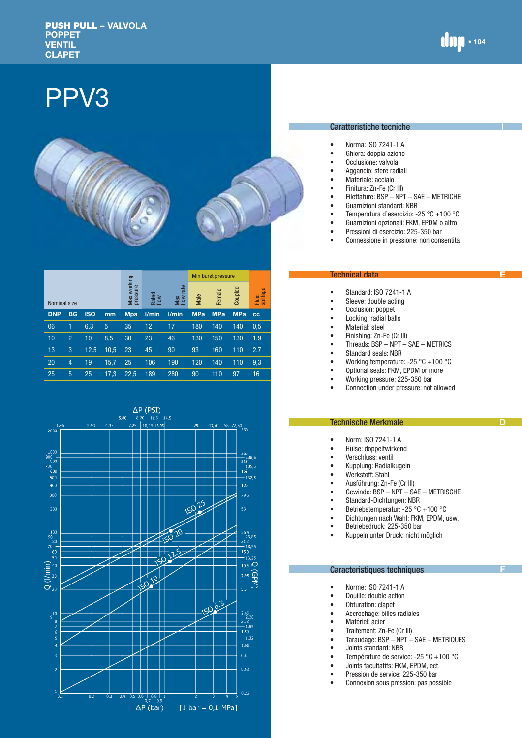PUSH PULL – VALVOLA
POPPET
VENTIL
CLAPET

# PPV3

| Nominal size | | | | Max working pressure | Rated flow | Max flow rate | Min burst pressure | | | Fluid spillage |
|---|---|---|---|---|---|---|---|---|---|---|
| | | | | | | | Male | Female | Coupled | |
| DNP | BG | ISO | mm | Mpa | l/min | l/min | MPa | MPa | MPa | cc |
| 06 | 1 | 6.3 | 5 | 35 | 12 | 17 | 180 | 140 | 140 | 0,5 |
| 10 | 2 | 10 | 8,5 | 30 | 23 | 46 | 130 | 150 | 130 | 1,9 |
| 13 | 3 | 12.5 | 10,5 | 23 | 45 | 90 | 93 | 160 | 110 | 2,7 |
| 20 | 4 | 19 | 15,7 | 25 | 106 | 190 | 120 | 140 | 110 | 9,3 |
| 25 | 5 | 25 | 17,3 | 22,5 | 189 | 280 | 90 | 110 | 97 | 16 |

ΔP (PSI)

Q (l/min) — Q (GPM)

ISO 25, ISO 20, ISO 12.5, ISO 10, ISO 6.3

ΔP (bar) [1 bar = 0,1 MPa]

## Caratteristiche tecniche

- Norma: ISO 7241-1 A
- Ghiera: doppia azione
- Occlusione: valvola
- Aggancio: sfere radiali
- Materiale: acciaio
- Finitura: Zn-Fe (Cr III)
- Filettature: BSP – NPT – SAE – METRICHE
- Guarnizioni standard: NBR
- Temperatura d'esercizio: -25 °C +100 °C
- Guarnizioni opzionali: FKM, EPDM o altro
- Pressioni di esercizio: 225-350 bar
- Connessione in pressione: non consentita

## Technical data

- Standard: ISO 7241-1 A
- Sleeve: double acting
- Occlusion: poppet
- Locking: radial balls
- Material: steel
- Finishing: Zn-Fe (Cr III)
- Threads: BSP – NPT – SAE – METRICS
- Standard seals: NBR
- Working temperature: -25 °C +100 °C
- Optional seals: FKM, EPDM or more
- Working pressure: 225-350 bar
- Connection under pressure: not allowed

## Technische Merkmale

- Norm: ISO 7241-1 A
- Hülse: doppeltwirkend
- Verschluss: ventil
- Kupplung: Radialkugeln
- Werkstoff: Stahl
- Ausführung: Zn-Fe (Cr III)
- Gewinde: BSP – NPT – SAE – METRISCHE
- Standard-Dichtungen: NBR
- Betriebstemperatur: -25 °C +100 °C
- Dichtungen nach Wahl: FKM, EPDM, usw.
- Betriebsdruck: 225-350 bar
- Kuppeln unter Druck: nicht möglich

## Caracteristiques techniques

- Norme: ISO 7241-1 A
- Douille: double action
- Obturation: clapet
- Accrochage: billes radiales
- Matériel: acier
- Traitement: Zn-Fe (Cr III)
- Taraudage: BSP – NPT – SAE – METRIQUES
- Joints standard: NBR
- Température de service: -25 °C +100 °C
- Joints facultatifs: FKM, EPDM, ect.
- Pression de service: 225-350 bar
- Connexion sous pression: pas possible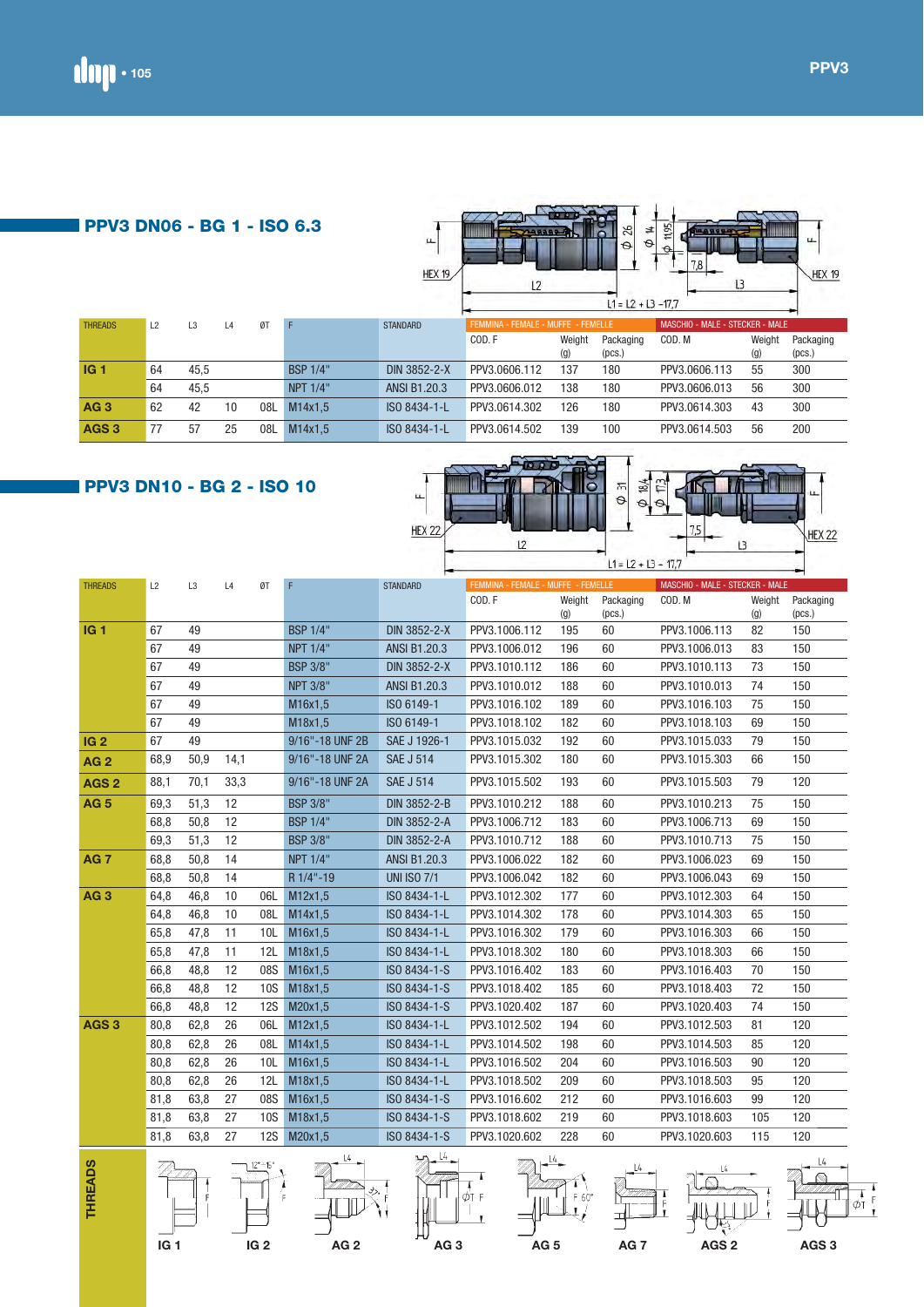## PPV3 DN06 - BG 1 - ISO 6.3

HEX 19 · L2 · Ø 26 · Ø 14 · Ø 11,95 · 7,8 · L3 · HEX 19 · L1 = L2 + L3 −17,7

| THREADS | L2 | L3 | L4 | ØT | F | STANDARD | FEMMINA - FEMALE - MUFFE - FEMELLE | | | MASCHIO - MALE - STECKER - MALE | | |
|---|---|---|---|---|---|---|---|---|---|---|---|---|
| | | | | | | | COD. F | Weight (g) | Packaging (pcs.) | COD. M | Weight (g) | Packaging (pcs.) |
| **IG 1** | 64 | 45,5 | | | BSP 1/4" | DIN 3852-2-X | PPV3.0606.112 | 137 | 180 | PPV3.0606.113 | 55 | 300 |
| | 64 | 45,5 | | | NPT 1/4" | ANSI B1.20.3 | PPV3.0606.012 | 138 | 180 | PPV3.0606.013 | 56 | 300 |
| **AG 3** | 62 | 42 | 10 | 08L | M14x1,5 | ISO 8434-1-L | PPV3.0614.302 | 126 | 180 | PPV3.0614.303 | 43 | 300 |
| **AGS 3** | 77 | 57 | 25 | 08L | M14x1,5 | ISO 8434-1-L | PPV3.0614.502 | 139 | 100 | PPV3.0614.503 | 56 | 200 |

## PPV3 DN10 - BG 2 - ISO 10

HEX 22 · L2 · Ø 31 · Ø 18,4 · Ø 17,3 · 7,5 · L3 · HEX 22 · L1 = L2 + L3 − 17,7

| THREADS | L2 | L3 | L4 | ØT | F | STANDARD | FEMMINA - FEMALE - MUFFE - FEMELLE | | | MASCHIO - MALE - STECKER - MALE | | |
|---|---|---|---|---|---|---|---|---|---|---|---|---|
| | | | | | | | COD. F | Weight (g) | Packaging (pcs.) | COD. M | Weight (g) | Packaging (pcs.) |
| **IG 1** | 67 | 49 | | | BSP 1/4" | DIN 3852-2-X | PPV3.1006.112 | 195 | 60 | PPV3.1006.113 | 82 | 150 |
| | 67 | 49 | | | NPT 1/4" | ANSI B1.20.3 | PPV3.1006.012 | 196 | 60 | PPV3.1006.013 | 83 | 150 |
| | 67 | 49 | | | BSP 3/8" | DIN 3852-2-X | PPV3.1010.112 | 186 | 60 | PPV3.1010.113 | 73 | 150 |
| | 67 | 49 | | | NPT 3/8" | ANSI B1.20.3 | PPV3.1010.012 | 188 | 60 | PPV3.1010.013 | 74 | 150 |
| | 67 | 49 | | | M16x1,5 | ISO 6149-1 | PPV3.1016.102 | 189 | 60 | PPV3.1016.103 | 75 | 150 |
| | 67 | 49 | | | M18x1,5 | ISO 6149-1 | PPV3.1018.102 | 182 | 60 | PPV3.1018.103 | 69 | 150 |
| **IG 2** | 67 | 49 | | | 9/16"-18 UNF 2B | SAE J 1926-1 | PPV3.1015.032 | 192 | 60 | PPV3.1015.033 | 79 | 150 |
| **AG 2** | 68,9 | 50,9 | 14,1 | | 9/16"-18 UNF 2A | SAE J 514 | PPV3.1015.302 | 180 | 60 | PPV3.1015.303 | 66 | 150 |
| **AGS 2** | 88,1 | 70,1 | 33,3 | | 9/16"-18 UNF 2A | SAE J 514 | PPV3.1015.502 | 193 | 60 | PPV3.1015.503 | 79 | 120 |
| **AG 5** | 69,3 | 51,3 | 12 | | BSP 3/8" | DIN 3852-2-B | PPV3.1010.212 | 188 | 60 | PPV3.1010.213 | 75 | 150 |
| | 68,8 | 50,8 | 12 | | BSP 1/4" | DIN 3852-2-A | PPV3.1006.712 | 183 | 60 | PPV3.1006.713 | 69 | 150 |
| | 69,3 | 51,3 | 12 | | BSP 3/8" | DIN 3852-2-A | PPV3.1010.712 | 188 | 60 | PPV3.1010.713 | 75 | 150 |
| **AG 7** | 68,8 | 50,8 | 14 | | NPT 1/4" | ANSI B1.20.3 | PPV3.1006.022 | 182 | 60 | PPV3.1006.023 | 69 | 150 |
| | 68,8 | 50,8 | 14 | | R 1/4"-19 | UNI ISO 7/1 | PPV3.1006.042 | 182 | 60 | PPV3.1006.043 | 69 | 150 |
| **AG 3** | 64,8 | 46,8 | 10 | 06L | M12x1,5 | ISO 8434-1-L | PPV3.1012.302 | 177 | 60 | PPV3.1012.303 | 64 | 150 |
| | 64,8 | 46,8 | 10 | 08L | M14x1,5 | ISO 8434-1-L | PPV3.1014.302 | 178 | 60 | PPV3.1014.303 | 65 | 150 |
| | 65,8 | 47,8 | 11 | 10L | M16x1,5 | ISO 8434-1-L | PPV3.1016.302 | 179 | 60 | PPV3.1016.303 | 66 | 150 |
| | 65,8 | 47,8 | 11 | 12L | M18x1,5 | ISO 8434-1-L | PPV3.1018.302 | 180 | 60 | PPV3.1018.303 | 66 | 150 |
| | 66,8 | 48,8 | 12 | 08S | M16x1,5 | ISO 8434-1-S | PPV3.1016.402 | 183 | 60 | PPV3.1016.403 | 70 | 150 |
| | 66,8 | 48,8 | 12 | 10S | M18x1,5 | ISO 8434-1-S | PPV3.1018.402 | 185 | 60 | PPV3.1018.403 | 72 | 150 |
| | 66,8 | 48,8 | 12 | 12S | M20x1,5 | ISO 8434-1-S | PPV3.1020.402 | 187 | 60 | PPV3.1020.403 | 74 | 150 |
| **AGS 3** | 80,8 | 62,8 | 26 | 06L | M12x1,5 | ISO 8434-1-L | PPV3.1012.502 | 194 | 60 | PPV3.1012.503 | 81 | 120 |
| | 80,8 | 62,8 | 26 | 08L | M14x1,5 | ISO 8434-1-L | PPV3.1014.502 | 198 | 60 | PPV3.1014.503 | 85 | 120 |
| | 80,8 | 62,8 | 26 | 10L | M16x1,5 | ISO 8434-1-L | PPV3.1016.502 | 204 | 60 | PPV3.1016.503 | 90 | 120 |
| | 80,8 | 62,8 | 26 | 12L | M18x1,5 | ISO 8434-1-L | PPV3.1018.502 | 209 | 60 | PPV3.1018.503 | 95 | 120 |
| | 81,8 | 63,8 | 27 | 08S | M16x1,5 | ISO 8434-1-S | PPV3.1016.602 | 212 | 60 | PPV3.1016.603 | 99 | 120 |
| | 81,8 | 63,8 | 27 | 10S | M18x1,5 | ISO 8434-1-S | PPV3.1018.602 | 219 | 60 | PPV3.1018.603 | 105 | 120 |
| | 81,8 | 63,8 | 27 | 12S | M20x1,5 | ISO 8434-1-S | PPV3.1020.602 | 228 | 60 | PPV3.1020.603 | 115 | 120 |

**THREADS**

IG 1 · IG 2 · AG 2 · AG 3 · AG 5 · AG 7 · AGS 2 · AGS 3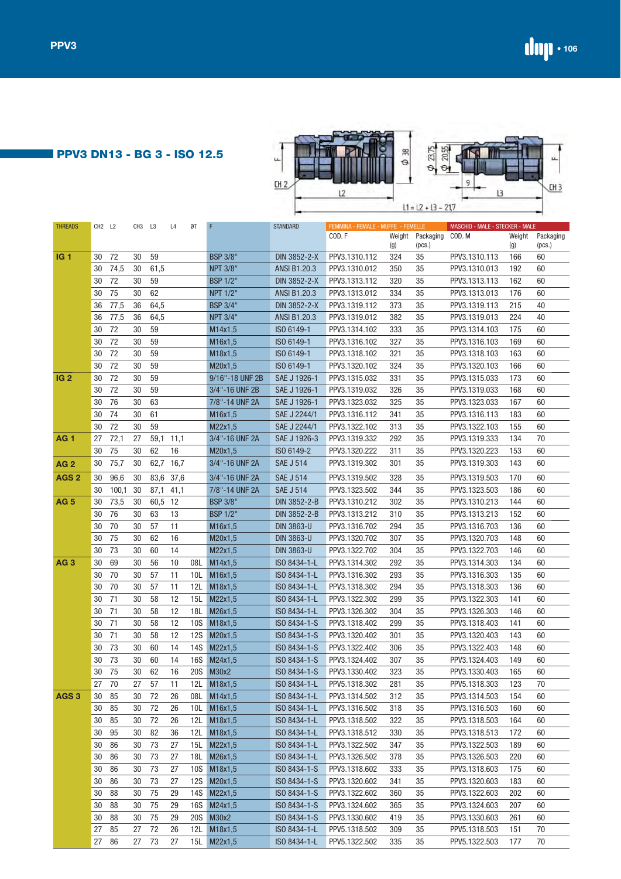## PPV3 DN13 - BG 3 - ISO 12.5

L1 = L2 + L3 - 21,7

| THREADS | CH2 | L2 | CH3 | L3 | L4 | ØT | F | STANDARD | FEMMINA - FEMALE - MUFFE - FEMELLE COD. F | Weight (g) | Packaging (pcs.) | MASCHIO - MALE - STECKER - MALE COD. M | Weight (g) | Packaging (pcs.) |
|---|---|---|---|---|---|---|---|---|---|---|---|---|---|---|
| IG 1 | 30 | 72 | 30 | 59 | | | BSP 3/8" | DIN 3852-2-X | PPV3.1310.112 | 324 | 35 | PPV3.1310.113 | 166 | 60 |
| | 30 | 74,5 | 30 | 61,5 | | | NPT 3/8" | ANSI B1.20.3 | PPV3.1310.012 | 350 | 35 | PPV3.1310.013 | 192 | 60 |
| | 30 | 72 | 30 | 59 | | | BSP 1/2" | DIN 3852-2-X | PPV3.1313.112 | 320 | 35 | PPV3.1313.113 | 162 | 60 |
| | 30 | 75 | 30 | 62 | | | NPT 1/2" | ANSI B1.20.3 | PPV3.1313.012 | 334 | 35 | PPV3.1313.013 | 176 | 60 |
| | 36 | 77,5 | 36 | 64,5 | | | BSP 3/4" | DIN 3852-2-X | PPV3.1319.112 | 373 | 35 | PPV3.1319.113 | 215 | 40 |
| | 36 | 77,5 | 36 | 64,5 | | | NPT 3/4" | ANSI B1.20.3 | PPV3.1319.012 | 382 | 35 | PPV3.1319.013 | 224 | 40 |
| | 30 | 72 | 30 | 59 | | | M14x1,5 | ISO 6149-1 | PPV3.1314.102 | 333 | 35 | PPV3.1314.103 | 175 | 60 |
| | 30 | 72 | 30 | 59 | | | M16x1,5 | ISO 6149-1 | PPV3.1316.102 | 327 | 35 | PPV3.1316.103 | 169 | 60 |
| | 30 | 72 | 30 | 59 | | | M18x1,5 | ISO 6149-1 | PPV3.1318.102 | 321 | 35 | PPV3.1318.103 | 163 | 60 |
| | 30 | 72 | 30 | 59 | | | M20x1,5 | ISO 6149-1 | PPV3.1320.102 | 324 | 35 | PPV3.1320.103 | 166 | 60 |
| IG 2 | 30 | 72 | 30 | 59 | | | 9/16"-18 UNF 2B | SAE J 1926-1 | PPV3.1315.032 | 331 | 35 | PPV3.1315.033 | 173 | 60 |
| | 30 | 72 | 30 | 59 | | | 3/4"-16 UNF 2B | SAE J 1926-1 | PPV3.1319.032 | 326 | 35 | PPV3.1319.033 | 168 | 60 |
| | 30 | 76 | 30 | 63 | | | 7/8"-14 UNF 2A | SAE J 1926-1 | PPV3.1323.032 | 325 | 35 | PPV3.1323.033 | 167 | 60 |
| | 30 | 74 | 30 | 61 | | | M16x1,5 | SAE J 2244/1 | PPV3.1316.112 | 341 | 35 | PPV3.1316.113 | 183 | 60 |
| | 30 | 72 | 30 | 59 | | | M22x1,5 | SAE J 2244/1 | PPV3.1322.102 | 313 | 35 | PPV3.1322.103 | 155 | 60 |
| AG 1 | 27 | 72,1 | 27 | 59,1 | 11,1 | | 3/4"-16 UNF 2A | SAE J 1926-3 | PPV3.1319.332 | 292 | 35 | PPV3.1319.333 | 134 | 70 |
| | 30 | 75 | 30 | 62 | 16 | | M20x1,5 | ISO 6149-2 | PPV3.1320.222 | 311 | 35 | PPV3.1320.223 | 153 | 60 |
| AG 2 | 30 | 75,7 | 30 | 62,7 | 16,7 | | 3/4"-16 UNF 2A | SAE J 514 | PPV3.1319.302 | 301 | 35 | PPV3.1319.303 | 143 | 60 |
| AGS 2 | 30 | 96,6 | 30 | 83,6 | 37,6 | | 3/4"-16 UNF 2A | SAE J 514 | PPV3.1319.502 | 328 | 35 | PPV3.1319.503 | 170 | 60 |
| | 30 | 100,1 | 30 | 87,1 | 41,1 | | 7/8"-14 UNF 2A | SAE J 514 | PPV3.1323.502 | 344 | 35 | PPV3.1323.503 | 186 | 60 |
| AG 5 | 30 | 73,5 | 30 | 60,5 | 12 | | BSP 3/8" | DIN 3852-2-B | PPV3.1310.212 | 302 | 35 | PPV3.1310.213 | 144 | 60 |
| | 30 | 76 | 30 | 63 | 13 | | BSP 1/2" | DIN 3852-2-B | PPV3.1313.212 | 310 | 35 | PPV3.1313.213 | 152 | 60 |
| | 30 | 70 | 30 | 57 | 11 | | M16x1,5 | DIN 3863-U | PPV3.1316.702 | 294 | 35 | PPV3.1316.703 | 136 | 60 |
| | 30 | 75 | 30 | 62 | 16 | | M20x1,5 | DIN 3863-U | PPV3.1320.702 | 307 | 35 | PPV3.1320.703 | 148 | 60 |
| | 30 | 73 | 30 | 60 | 14 | | M22x1,5 | DIN 3863-U | PPV3.1322.702 | 304 | 35 | PPV3.1322.703 | 146 | 60 |
| AG 3 | 30 | 69 | 30 | 56 | 10 | 08L | M14x1,5 | ISO 8434-1-L | PPV3.1314.302 | 292 | 35 | PPV3.1314.303 | 134 | 60 |
| | 30 | 70 | 30 | 57 | 11 | 10L | M16x1,5 | ISO 8434-1-L | PPV3.1316.302 | 293 | 35 | PPV3.1316.303 | 135 | 60 |
| | 30 | 70 | 30 | 57 | 11 | 12L | M18x1,5 | ISO 8434-1-L | PPV3.1318.302 | 294 | 35 | PPV3.1318.303 | 136 | 60 |
| | 30 | 71 | 30 | 58 | 12 | 15L | M22x1,5 | ISO 8434-1-L | PPV3.1322.302 | 299 | 35 | PPV3.1322.303 | 141 | 60 |
| | 30 | 71 | 30 | 58 | 12 | 18L | M26x1,5 | ISO 8434-1-L | PPV3.1326.302 | 304 | 35 | PPV3.1326.303 | 146 | 60 |
| | 30 | 71 | 30 | 58 | 12 | 10S | M18x1,5 | ISO 8434-1-S | PPV3.1318.402 | 299 | 35 | PPV3.1318.403 | 141 | 60 |
| | 30 | 71 | 30 | 58 | 12 | 12S | M20x1,5 | ISO 8434-1-S | PPV3.1320.402 | 301 | 35 | PPV3.1320.403 | 143 | 60 |
| | 30 | 73 | 30 | 60 | 14 | 14S | M22x1,5 | ISO 8434-1-S | PPV3.1322.402 | 306 | 35 | PPV3.1322.403 | 148 | 60 |
| | 30 | 73 | 30 | 60 | 14 | 16S | M24x1,5 | ISO 8434-1-S | PPV3.1324.402 | 307 | 35 | PPV3.1324.403 | 149 | 60 |
| | 30 | 75 | 30 | 62 | 16 | 20S | M30x2 | ISO 8434-1-S | PPV3.1330.402 | 323 | 35 | PPV3.1330.403 | 165 | 60 |
| | 27 | 70 | 27 | 57 | 11 | 12L | M18x1,5 | ISO 8434-1-L | PPV5.1318.302 | 281 | 35 | PPV5.1318.303 | 123 | 70 |
| AGS 3 | 30 | 85 | 30 | 72 | 26 | 08L | M14x1,5 | ISO 8434-1-L | PPV3.1314.502 | 312 | 35 | PPV3.1314.503 | 154 | 60 |
| | 30 | 85 | 30 | 72 | 26 | 10L | M16x1,5 | ISO 8434-1-L | PPV3.1316.502 | 318 | 35 | PPV3.1316.503 | 160 | 60 |
| | 30 | 85 | 30 | 72 | 26 | 12L | M18x1,5 | ISO 8434-1-L | PPV3.1318.502 | 322 | 35 | PPV3.1318.503 | 164 | 60 |
| | 30 | 95 | 30 | 82 | 36 | 12L | M18x1,5 | ISO 8434-1-L | PPV3.1318.512 | 330 | 35 | PPV3.1318.513 | 172 | 60 |
| | 30 | 86 | 30 | 73 | 27 | 15L | M22x1,5 | ISO 8434-1-L | PPV3.1322.502 | 347 | 35 | PPV3.1322.503 | 189 | 60 |
| | 30 | 86 | 30 | 73 | 27 | 18L | M26x1,5 | ISO 8434-1-L | PPV3.1326.502 | 378 | 35 | PPV3.1326.503 | 220 | 60 |
| | 30 | 86 | 30 | 73 | 27 | 10S | M18x1,5 | ISO 8434-1-S | PPV3.1318.602 | 333 | 35 | PPV3.1318.603 | 175 | 60 |
| | 30 | 86 | 30 | 73 | 27 | 12S | M20x1,5 | ISO 8434-1-S | PPV3.1320.602 | 341 | 35 | PPV3.1320.603 | 183 | 60 |
| | 30 | 88 | 30 | 75 | 29 | 14S | M22x1,5 | ISO 8434-1-S | PPV3.1322.602 | 360 | 35 | PPV3.1322.603 | 202 | 60 |
| | 30 | 88 | 30 | 75 | 29 | 16S | M24x1,5 | ISO 8434-1-S | PPV3.1324.602 | 365 | 35 | PPV3.1324.603 | 207 | 60 |
| | 30 | 88 | 30 | 75 | 29 | 20S | M30x2 | ISO 8434-1-S | PPV3.1330.602 | 419 | 35 | PPV3.1330.603 | 261 | 60 |
| | 27 | 85 | 27 | 72 | 26 | 12L | M18x1,5 | ISO 8434-1-L | PPV5.1318.502 | 309 | 35 | PPV5.1318.503 | 151 | 70 |
| | 27 | 86 | 27 | 73 | 27 | 15L | M22x1,5 | ISO 8434-1-L | PPV5.1322.502 | 335 | 35 | PPV5.1322.503 | 177 | 70 |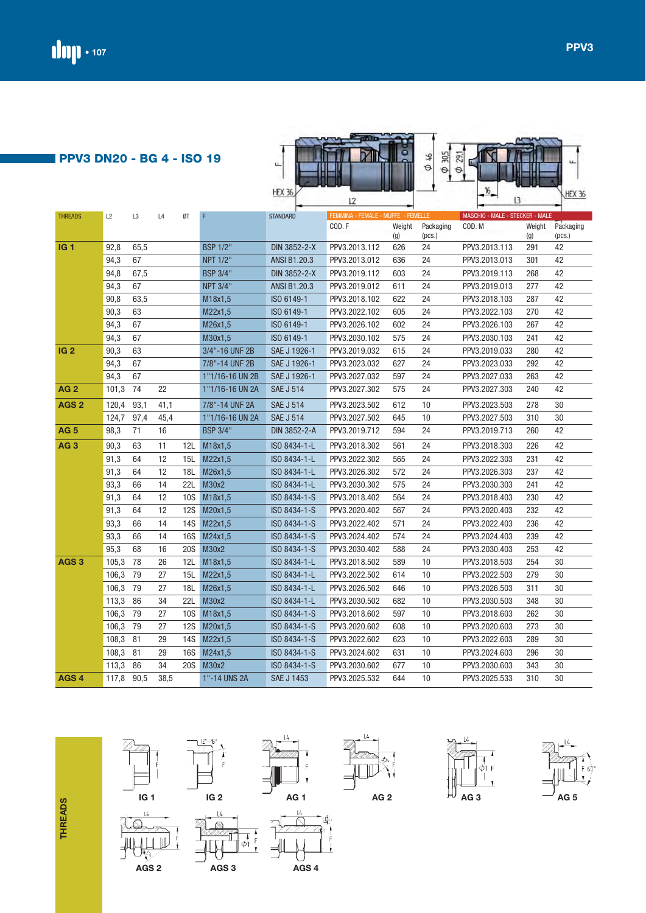## PPV3 DN20 - BG 4 - ISO 19

| THREADS | L2 | L3 | L4 | ØT | F | STANDARD | FEMMINA - FEMALE - MUFFE - FEMELLE | | | MASCHIO - MALE - STECKER - MALE | | |
|---|---|---|---|---|---|---|---|---|---|---|---|---|
| | | | | | | | COD. F | Weight (g) | Packaging (pcs.) | COD. M | Weight (g) | Packaging (pcs.) |
| IG 1 | 92,8 | 65,5 | | | BSP 1/2" | DIN 3852-2-X | PPV3.2013.112 | 626 | 24 | PPV3.2013.113 | 291 | 42 |
| | 94,3 | 67 | | | NPT 1/2" | ANSI B1.20.3 | PPV3.2013.012 | 636 | 24 | PPV3.2013.013 | 301 | 42 |
| | 94,8 | 67,5 | | | BSP 3/4" | DIN 3852-2-X | PPV3.2019.112 | 603 | 24 | PPV3.2019.113 | 268 | 42 |
| | 94,3 | 67 | | | NPT 3/4" | ANSI B1.20.3 | PPV3.2019.012 | 611 | 24 | PPV3.2019.013 | 277 | 42 |
| | 90,8 | 63,5 | | | M18x1,5 | ISO 6149-1 | PPV3.2018.102 | 622 | 24 | PPV3.2018.103 | 287 | 42 |
| | 90,3 | 63 | | | M22x1,5 | ISO 6149-1 | PPV3.2022.102 | 605 | 24 | PPV3.2022.103 | 270 | 42 |
| | 94,3 | 67 | | | M26x1,5 | ISO 6149-1 | PPV3.2026.102 | 602 | 24 | PPV3.2026.103 | 267 | 42 |
| | 94,3 | 67 | | | M30x1,5 | ISO 6149-1 | PPV3.2030.102 | 575 | 24 | PPV3.2030.103 | 241 | 42 |
| IG 2 | 90,3 | 63 | | | 3/4"-16 UNF 2B | SAE J 1926-1 | PPV3.2019.032 | 615 | 24 | PPV3.2019.033 | 280 | 42 |
| | 94,3 | 67 | | | 7/8"-14 UNF 2B | SAE J 1926-1 | PPV3.2023.032 | 627 | 24 | PPV3.2023.033 | 292 | 42 |
| | 94,3 | 67 | | | 1"1/16-16 UN 2B | SAE J 1926-1 | PPV3.2027.032 | 597 | 24 | PPV3.2027.033 | 263 | 42 |
| AG 2 | 101,3 | 74 | 22 | | 1"1/16-16 UN 2A | SAE J 514 | PPV3.2027.302 | 575 | 24 | PPV3.2027.303 | 240 | 42 |
| AGS 2 | 120,4 | 93,1 | 41,1 | | 7/8"-14 UNF 2A | SAE J 514 | PPV3.2023.502 | 612 | 10 | PPV3.2023.503 | 278 | 30 |
| | 124,7 | 97,4 | 45,4 | | 1"1/16-16 UN 2A | SAE J 514 | PPV3.2027.502 | 645 | 10 | PPV3.2027.503 | 310 | 30 |
| AG 5 | 98,3 | 71 | 16 | | BSP 3/4" | DIN 3852-2-A | PPV3.2019.712 | 594 | 24 | PPV3.2019.713 | 260 | 42 |
| AG 3 | 90,3 | 63 | 11 | 12L | M18x1,5 | ISO 8434-1-L | PPV3.2018.302 | 561 | 24 | PPV3.2018.303 | 226 | 42 |
| | 91,3 | 64 | 12 | 15L | M22x1,5 | ISO 8434-1-L | PPV3.2022.302 | 565 | 24 | PPV3.2022.303 | 231 | 42 |
| | 91,3 | 64 | 12 | 18L | M26x1,5 | ISO 8434-1-L | PPV3.2026.302 | 572 | 24 | PPV3.2026.303 | 237 | 42 |
| | 93,3 | 66 | 14 | 22L | M30x2 | ISO 8434-1-L | PPV3.2030.302 | 575 | 24 | PPV3.2030.303 | 241 | 42 |
| | 91,3 | 64 | 12 | 10S | M18x1,5 | ISO 8434-1-S | PPV3.2018.402 | 564 | 24 | PPV3.2018.403 | 230 | 42 |
| | 91,3 | 64 | 12 | 12S | M20x1,5 | ISO 8434-1-S | PPV3.2020.402 | 567 | 24 | PPV3.2020.403 | 232 | 42 |
| | 93,3 | 66 | 14 | 14S | M22x1,5 | ISO 8434-1-S | PPV3.2022.402 | 571 | 24 | PPV3.2022.403 | 236 | 42 |
| | 93,3 | 66 | 14 | 16S | M24x1,5 | ISO 8434-1-S | PPV3.2024.402 | 574 | 24 | PPV3.2024.403 | 239 | 42 |
| | 95,3 | 68 | 16 | 20S | M30x2 | ISO 8434-1-S | PPV3.2030.402 | 588 | 24 | PPV3.2030.403 | 253 | 42 |
| AGS 3 | 105,3 | 78 | 26 | 12L | M18x1,5 | ISO 8434-1-L | PPV3.2018.502 | 589 | 10 | PPV3.2018.503 | 254 | 30 |
| | 106,3 | 79 | 27 | 15L | M22x1,5 | ISO 8434-1-L | PPV3.2022.502 | 614 | 10 | PPV3.2022.503 | 279 | 30 |
| | 106,3 | 79 | 27 | 18L | M26x1,5 | ISO 8434-1-L | PPV3.2026.502 | 646 | 10 | PPV3.2026.503 | 311 | 30 |
| | 113,3 | 86 | 34 | 22L | M30x2 | ISO 8434-1-L | PPV3.2030.502 | 682 | 10 | PPV3.2030.503 | 348 | 30 |
| | 106,3 | 79 | 27 | 10S | M18x1,5 | ISO 8434-1-S | PPV3.2018.602 | 597 | 10 | PPV3.2018.603 | 262 | 30 |
| | 106,3 | 79 | 27 | 12S | M20x1,5 | ISO 8434-1-S | PPV3.2020.602 | 608 | 10 | PPV3.2020.603 | 273 | 30 |
| | 108,3 | 81 | 29 | 14S | M22x1,5 | ISO 8434-1-S | PPV3.2022.602 | 623 | 10 | PPV3.2022.603 | 289 | 30 |
| | 108,3 | 81 | 29 | 16S | M24x1,5 | ISO 8434-1-S | PPV3.2024.602 | 631 | 10 | PPV3.2024.603 | 296 | 30 |
| | 113,3 | 86 | 34 | 20S | M30x2 | ISO 8434-1-S | PPV3.2030.602 | 677 | 10 | PPV3.2030.603 | 343 | 30 |
| AGS 4 | 117,8 | 90,5 | 38,5 | | 1"-14 UNS 2A | SAE J 1453 | PPV3.2025.532 | 644 | 10 | PPV3.2025.533 | 310 | 30 |

THREADS

IG 1 · IG 2 · AG 1 · AG 2 · AG 3 · AG 5 · AGS 2 · AGS 3 · AGS 4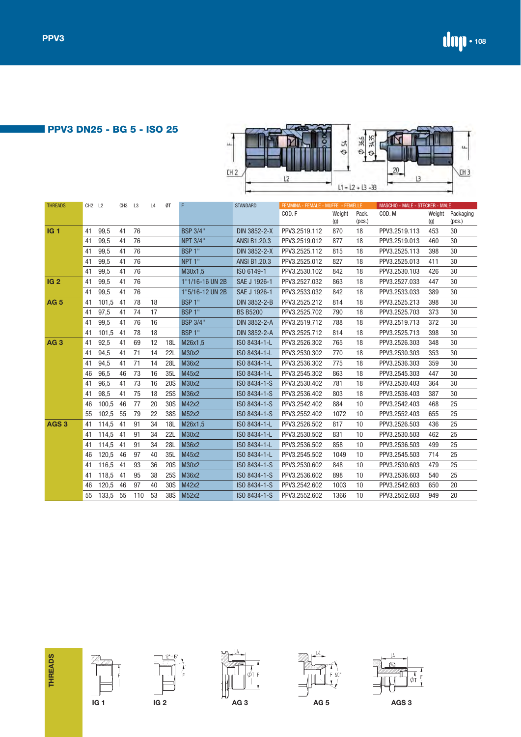## PPV3 DN25 - BG 5 - ISO 25

| THREADS | CH2 | L2 | CH3 | L3 | L4 | ØT | F | STANDARD | FEMMINA - FEMALE - MUFFE - FEMELLE | | | MASCHIO - MALE - STECKER - MALE | | |
|---|---|---|---|---|---|---|---|---|---|---|---|---|---|---|
| | | | | | | | | | COD. F | Weight (g) | Pack. (pcs.) | COD. M | Weight (g) | Packaging (pcs.) |
| **IG 1** | 41 | 99,5 | 41 | 76 | | | BSP 3/4" | DIN 3852-2-X | PPV3.2519.112 | 870 | 18 | PPV3.2519.113 | 453 | 30 |
| | 41 | 99,5 | 41 | 76 | | | NPT 3/4" | ANSI B1.20.3 | PPV3.2519.012 | 877 | 18 | PPV3.2519.013 | 460 | 30 |
| | 41 | 99,5 | 41 | 76 | | | BSP 1" | DIN 3852-2-X | PPV3.2525.112 | 815 | 18 | PPV3.2525.113 | 398 | 30 |
| | 41 | 99,5 | 41 | 76 | | | NPT 1" | ANSI B1.20.3 | PPV3.2525.012 | 827 | 18 | PPV3.2525.013 | 411 | 30 |
| | 41 | 99,5 | 41 | 76 | | | M30x1,5 | ISO 6149-1 | PPV3.2530.102 | 842 | 18 | PPV3.2530.103 | 426 | 30 |
| **IG 2** | 41 | 99,5 | 41 | 76 | | | 1"1/16-16 UN 2B | SAE J 1926-1 | PPV3.2527.032 | 863 | 18 | PPV3.2527.033 | 447 | 30 |
| | 41 | 99,5 | 41 | 76 | | | 1"5/16-12 UN 2B | SAE J 1926-1 | PPV3.2533.032 | 842 | 18 | PPV3.2533.033 | 389 | 30 |
| **AG 5** | 41 | 101,5 | 41 | 78 | 18 | | BSP 1" | DIN 3852-2-B | PPV3.2525.212 | 814 | 18 | PPV3.2525.213 | 398 | 30 |
| | 41 | 97,5 | 41 | 74 | 17 | | BSP 1" | BS B5200 | PPV3.2525.702 | 790 | 18 | PPV3.2525.703 | 373 | 30 |
| | 41 | 99,5 | 41 | 76 | 16 | | BSP 3/4" | DIN 3852-2-A | PPV3.2519.712 | 788 | 18 | PPV3.2519.713 | 372 | 30 |
| | 41 | 101,5 | 41 | 78 | 18 | | BSP 1" | DIN 3852-2-A | PPV3.2525.712 | 814 | 18 | PPV3.2525.713 | 398 | 30 |
| **AG 3** | 41 | 92,5 | 41 | 69 | 12 | 18L | M26x1,5 | ISO 8434-1-L | PPV3.2526.302 | 765 | 18 | PPV3.2526.303 | 348 | 30 |
| | 41 | 94,5 | 41 | 71 | 14 | 22L | M30x2 | ISO 8434-1-L | PPV3.2530.302 | 770 | 18 | PPV3.2530.303 | 353 | 30 |
| | 41 | 94,5 | 41 | 71 | 14 | 28L | M36x2 | ISO 8434-1-L | PPV3.2536.302 | 775 | 18 | PPV3.2536.303 | 359 | 30 |
| | 46 | 96,5 | 46 | 73 | 16 | 35L | M45x2 | ISO 8434-1-L | PPV3.2545.302 | 863 | 18 | PPV3.2545.303 | 447 | 30 |
| | 41 | 96,5 | 41 | 73 | 16 | 20S | M30x2 | ISO 8434-1-S | PPV3.2530.402 | 781 | 18 | PPV3.2530.403 | 364 | 30 |
| | 41 | 98,5 | 41 | 75 | 18 | 25S | M36x2 | ISO 8434-1-S | PPV3.2536.402 | 803 | 18 | PPV3.2536.403 | 387 | 30 |
| | 46 | 100,5 | 46 | 77 | 20 | 30S | M42x2 | ISO 8434-1-S | PPV3.2542.402 | 884 | 10 | PPV3.2542.403 | 468 | 25 |
| | 55 | 102,5 | 55 | 79 | 22 | 38S | M52x2 | ISO 8434-1-S | PPV3.2552.402 | 1072 | 10 | PPV3.2552.403 | 655 | 25 |
| **AGS 3** | 41 | 114,5 | 41 | 91 | 34 | 18L | M26x1,5 | ISO 8434-1-L | PPV3.2526.502 | 817 | 10 | PPV3.2526.503 | 436 | 25 |
| | 41 | 114,5 | 41 | 91 | 34 | 22L | M30x2 | ISO 8434-1-L | PPV3.2530.502 | 831 | 10 | PPV3.2530.503 | 462 | 25 |
| | 41 | 114,5 | 41 | 91 | 34 | 28L | M36x2 | ISO 8434-1-L | PPV3.2536.502 | 858 | 10 | PPV3.2536.503 | 499 | 25 |
| | 46 | 120,5 | 46 | 97 | 40 | 35L | M45x2 | ISO 8434-1-L | PPV3.2545.502 | 1049 | 10 | PPV3.2545.503 | 714 | 25 |
| | 41 | 116,5 | 41 | 93 | 36 | 20S | M30x2 | ISO 8434-1-S | PPV3.2530.602 | 848 | 10 | PPV3.2530.603 | 479 | 25 |
| | 41 | 118,5 | 41 | 95 | 38 | 25S | M36x2 | ISO 8434-1-S | PPV3.2536.602 | 898 | 10 | PPV3.2536.603 | 540 | 25 |
| | 46 | 120,5 | 46 | 97 | 40 | 30S | M42x2 | ISO 8434-1-S | PPV3.2542.602 | 1003 | 10 | PPV3.2542.603 | 650 | 20 |
| | 55 | 133,5 | 55 | 110 | 53 | 38S | M52x2 | ISO 8434-1-S | PPV3.2552.602 | 1366 | 10 | PPV3.2552.603 | 949 | 20 |

**THREADS**

IG 1 — IG 2 — AG 3 — AG 5 — AGS 3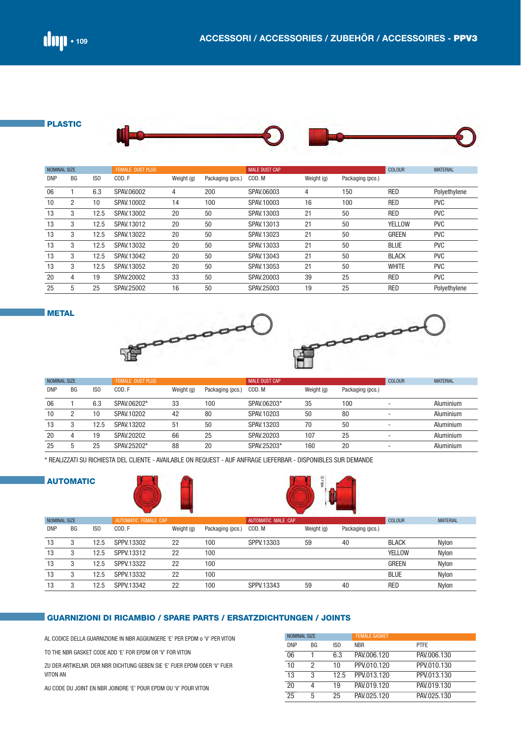## PLASTIC

| NOMINAL SIZE | | | FEMALE DUST PLUG | | | MALE DUST CAP | | | COLOUR | MATERIAL |
|---|---|---|---|---|---|---|---|---|---|---|
| DNP | BG | ISO | COD. F | Weight (g) | Packaging (pcs.) | COD. M | Weight (g) | Packaging (pcs.) | | |
| 06 | 1 | 6.3 | SPAV.06002 | 4 | 200 | SPAV.06003 | 4 | 150 | RED | Polyethylene |
| 10 | 2 | 10 | SPAV.10002 | 14 | 100 | SPAV.10003 | 16 | 100 | RED | PVC |
| 13 | 3 | 12.5 | SPAV.13002 | 20 | 50 | SPAV.13003 | 21 | 50 | RED | PVC |
| 13 | 3 | 12.5 | SPAV.13012 | 20 | 50 | SPAV.13013 | 21 | 50 | YELLOW | PVC |
| 13 | 3 | 12.5 | SPAV.13022 | 20 | 50 | SPAV.13023 | 21 | 50 | GREEN | PVC |
| 13 | 3 | 12.5 | SPAV.13032 | 20 | 50 | SPAV.13033 | 21 | 50 | BLUE | PVC |
| 13 | 3 | 12.5 | SPAV.13042 | 20 | 50 | SPAV.13043 | 21 | 50 | BLACK | PVC |
| 13 | 3 | 12.5 | SPAV.13052 | 20 | 50 | SPAV.13053 | 21 | 50 | WHITE | PVC |
| 20 | 4 | 19 | SPAV.20002 | 33 | 50 | SPAV.20003 | 39 | 25 | RED | PVC |
| 25 | 5 | 25 | SPAV.25002 | 16 | 50 | SPAV.25003 | 19 | 25 | RED | Polyethylene |

## METAL

| NOMINAL SIZE | | | FEMALE DUST PLUG | | | MALE DUST CAP | | | COLOUR | MATERIAL |
|---|---|---|---|---|---|---|---|---|---|---|
| DNP | BG | ISO | COD. F | Weight (g) | Packaging (pcs.) | COD. M | Weight (g) | Packaging (pcs.) | | |
| 06 | 1 | 6.3 | SPAV.06202* | 33 | 100 | SPAV.06203* | 35 | 100 | - | Aluminium |
| 10 | 2 | 10 | SPAV.10202 | 42 | 80 | SPAV.10203 | 50 | 80 | - | Aluminium |
| 13 | 3 | 12.5 | SPAV.13202 | 51 | 50 | SPAV.13203 | 70 | 50 | - | Aluminium |
| 20 | 4 | 19 | SPAV.20202 | 66 | 25 | SPAV.20203 | 107 | 25 | - | Aluminium |
| 25 | 5 | 25 | SPAV.25202* | 88 | 20 | SPAV.25203* | 160 | 20 | - | Aluminium |

* REALIZZATI SU RICHIESTA DEL CLIENTE - AVAILABLE ON REQUEST - AUF ANFRAGE LIEFERBAR - DISPONIBLES SUR DEMANDE

## AUTOMATIC

| NOMINAL SIZE | | | AUTOMATIC FEMALE CAP | | | AUTOMATIC MALE CAP | | | COLOUR | MATERIAL |
|---|---|---|---|---|---|---|---|---|---|---|
| DNP | BG | ISO | COD. F | Weight (g) | Packaging (pcs.) | COD. M | Weight (g) | Packaging (pcs.) | | |
| 13 | 3 | 12.5 | SPPV.13302 | 22 | 100 | SPPV.13303 | 59 | 40 | BLACK | Nylon |
| 13 | 3 | 12.5 | SPPV.13312 | 22 | 100 | | | | YELLOW | Nylon |
| 13 | 3 | 12.5 | SPPV.13322 | 22 | 100 | | | | GREEN | Nylon |
| 13 | 3 | 12.5 | SPPV.13332 | 22 | 100 | | | | BLUE | Nylon |
| 13 | 3 | 12.5 | SPPV.13342 | 22 | 100 | SPPV.13343 | 59 | 40 | RED | Nylon |

## GUARNIZIONI DI RICAMBIO / SPARE PARTS / ERSATZDICHTUNGEN / JOINTS

AL CODICE DELLA GUARNIZIONE IN NBR AGGIUNGERE 'E' PER EPDM o 'V' PER VITON

TO THE NBR GASKET CODE ADD 'E' FOR EPDM OR 'V' FOR VITON

ZU DER ARTIKELNR. DER NBR DICHTUNG GEBEN SIE 'E' FUER EPDM ODER 'V' FUER VITON AN

AU CODE DU JOINT EN NBR JOINDRE 'E' POUR EPDM OU 'V' POUR VITON

| NOMINAL SIZE | | | FEMALE GASKET | |
|---|---|---|---|---|
| DNP | BG | ISO | NBR | PTFE |
| 06 | 1 | 6.3 | PAV.006.120 | PAV.006.130 |
| 10 | 2 | 10 | PPV.010.120 | PPV.010.130 |
| 13 | 3 | 12.5 | PPV.013.120 | PPV.013.130 |
| 20 | 4 | 19 | PAV.019.120 | PAV.019.130 |
| 25 | 5 | 25 | PAV.025.120 | PAV.025.130 |